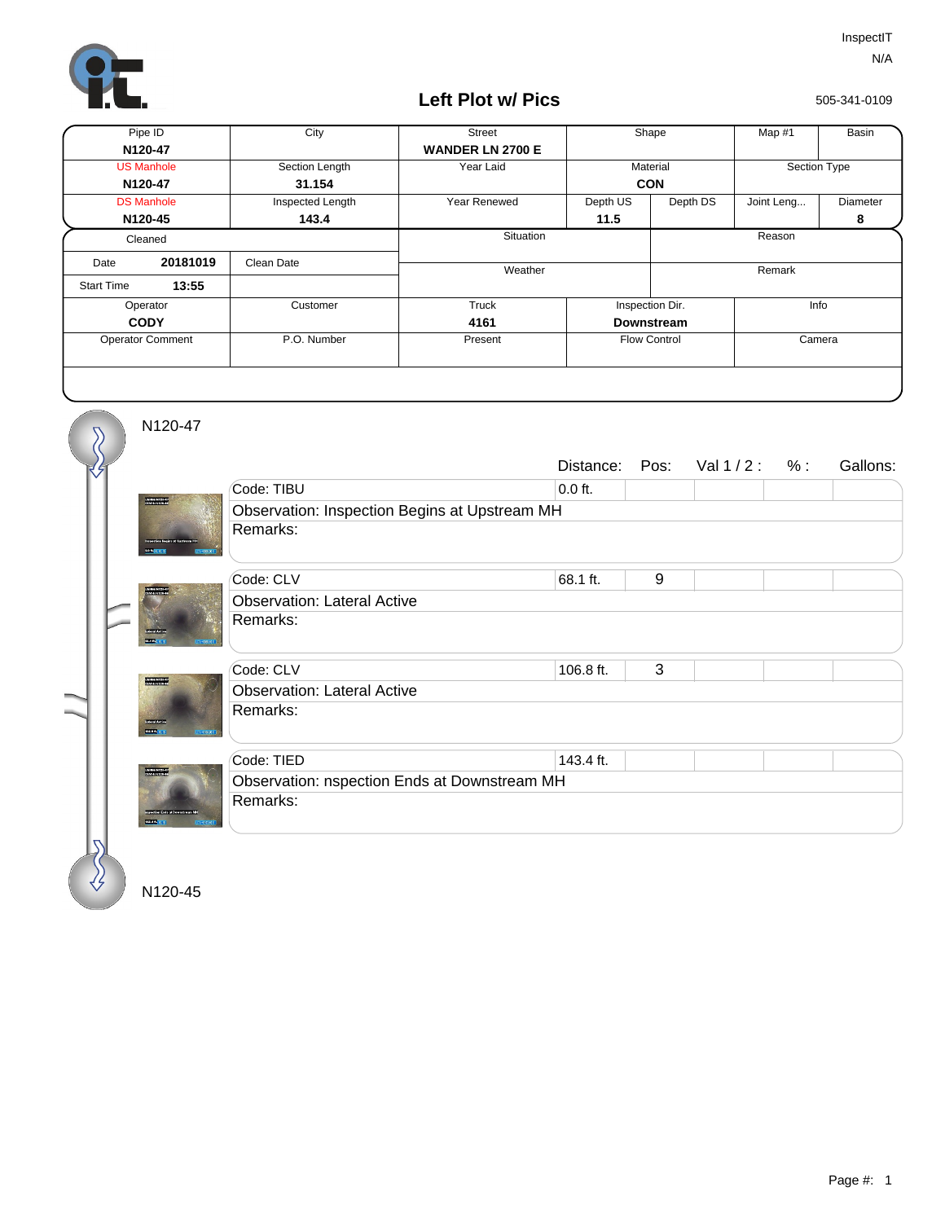InspectIT
N/A

# Left Plot w/ Pics

505-341-0109

| Pipe ID | City | Street | Shape | Map #1 | Basin |
|---|---|---|---|---|---|
| **N120-47** | | **WANDER LN 2700 E** | | | |
| US Manhole | Section Length | Year Laid | Material | Section Type | |
| **N120-47** | **31.154** | | **CON** | | |
| DS Manhole | Inspected Length | Year Renewed | Depth US / Depth DS | Joint Leng... | Diameter |
| **N120-45** | **143.4** | | **11.5** / | | **8** |

| Cleaned | | Situation | Reason |
|---|---|---|---|
| Date **20181019** | Clean Date | Weather | Remark |
| Start Time **13:55** | | | |
| Operator | Customer | Truck | Inspection Dir. | Info |
| **CODY** | | **4161** | **Downstream** | |
| Operator Comment | P.O. Number | Present | Flow Control | Camera |

N120-47

| Code | Distance: | Pos: | Val 1 / 2 : | % : | Gallons: |
|---|---|---|---|---|---|
| Code: TIBU | 0.0 ft. | | | | |
| Observation: Inspection Begins at Upstream MH | | | | | |
| Remarks: | | | | | |
| Code: CLV | 68.1 ft. | 9 | | | |
| Observation: Lateral Active | | | | | |
| Remarks: | | | | | |
| Code: CLV | 106.8 ft. | 3 | | | |
| Observation: Lateral Active | | | | | |
| Remarks: | | | | | |
| Code: TIED | 143.4 ft. | | | | |
| Observation: nspection Ends at Downstream MH | | | | | |
| Remarks: | | | | | |

N120-45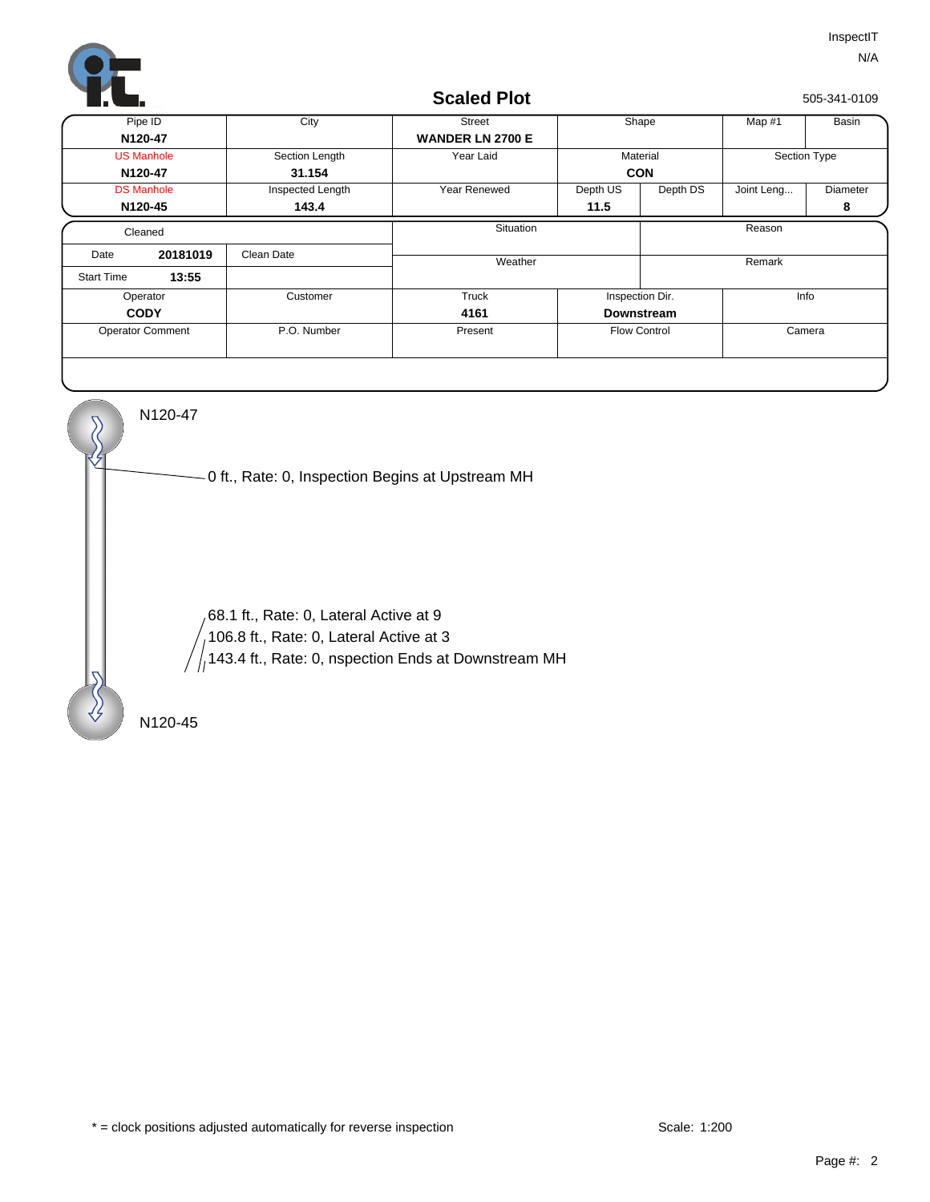InspectIT
N/A

# Scaled Plot

505-341-0109

| Pipe ID | City | Street | Shape | | Map #1 | Basin |
|---|---|---|---|---|---|---|
| **N120-47** | | **WANDER LN 2700 E** | | | | |
| US Manhole | Section Length | Year Laid | Material | | Section Type | |
| **N120-47** | **31.154** | | **CON** | | | |
| DS Manhole | Inspected Length | Year Renewed | Depth US | Depth DS | Joint Leng... | Diameter |
| **N120-45** | **143.4** | | **11.5** | | | **8** |

| Cleaned | | | Situation | Reason |
|---|---|---|---|---|
| Date **20181019** | | Clean Date | Weather | Remark |
| Start Time **13:55** | | | | |

| Operator | Customer | Truck | Inspection Dir. | Info |
|---|---|---|---|---|
| **CODY** | | **4161** | **Downstream** | |
| Operator Comment | P.O. Number | Present | Flow Control | Camera |
| | | | | |

N120-47

0 ft., Rate: 0, Inspection Begins at Upstream MH

68.1 ft., Rate: 0, Lateral Active at 9

106.8 ft., Rate: 0, Lateral Active at 3

143.4 ft., Rate: 0, nspection Ends at Downstream MH

N120-45

* = clock positions adjusted automatically for reverse inspection

Scale: 1:200